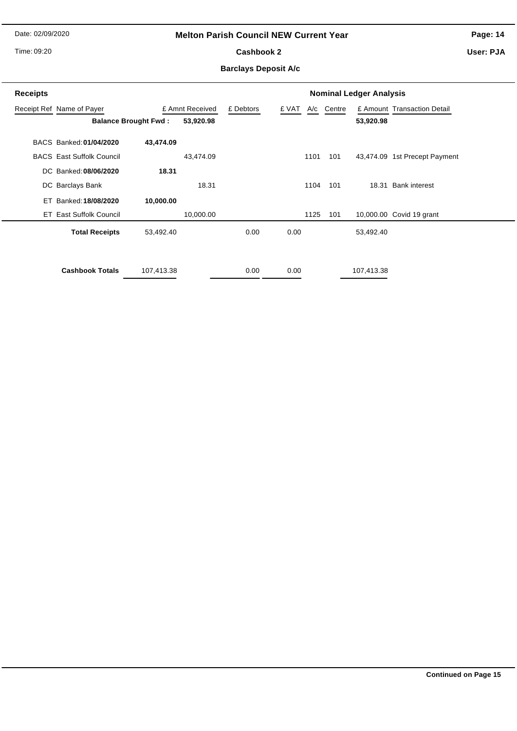Date: 02/09/2020

Time: 09:20

# Melton Parish Council NEW Current Year

## Cashbook 2

### Barclays Deposit A/c

User: PJA

| Receipts | | | | | | | | | |
|---|---|---|---|---|---|---|---|---|---|
| | | | | | **Nominal Ledger Analysis** | | | | |
| Receipt Ref | Name of Payer | | £ Amnt Received | £ Debtors | £ VAT | A/c | Centre | £ Amount | Transaction Detail |
| | **Balance Brought Fwd :** | | **53,920.98** | | | | | **53,920.98** | |
| BACS | Banked: **01/04/2020** | **43,474.09** | | | | | | | |
| BACS | East Suffolk Council | | 43,474.09 | | | 1101 | 101 | 43,474.09 | 1st Precept Payment |
| DC | Banked: **08/06/2020** | **18.31** | | | | | | | |
| DC | Barclays Bank | | 18.31 | | | 1104 | 101 | 18.31 | Bank interest |
| ET | Banked: **18/08/2020** | **10,000.00** | | | | | | | |
| ET | East Suffolk Council | | 10,000.00 | | | 1125 | 101 | 10,000.00 | Covid 19 grant |
| | **Total Receipts** | 53,492.40 | | 0.00 | 0.00 | | | 53,492.40 | |
| | **Cashbook Totals** | 107,413.38 | | 0.00 | 0.00 | | | 107,413.38 | |

**Continued on Page 15**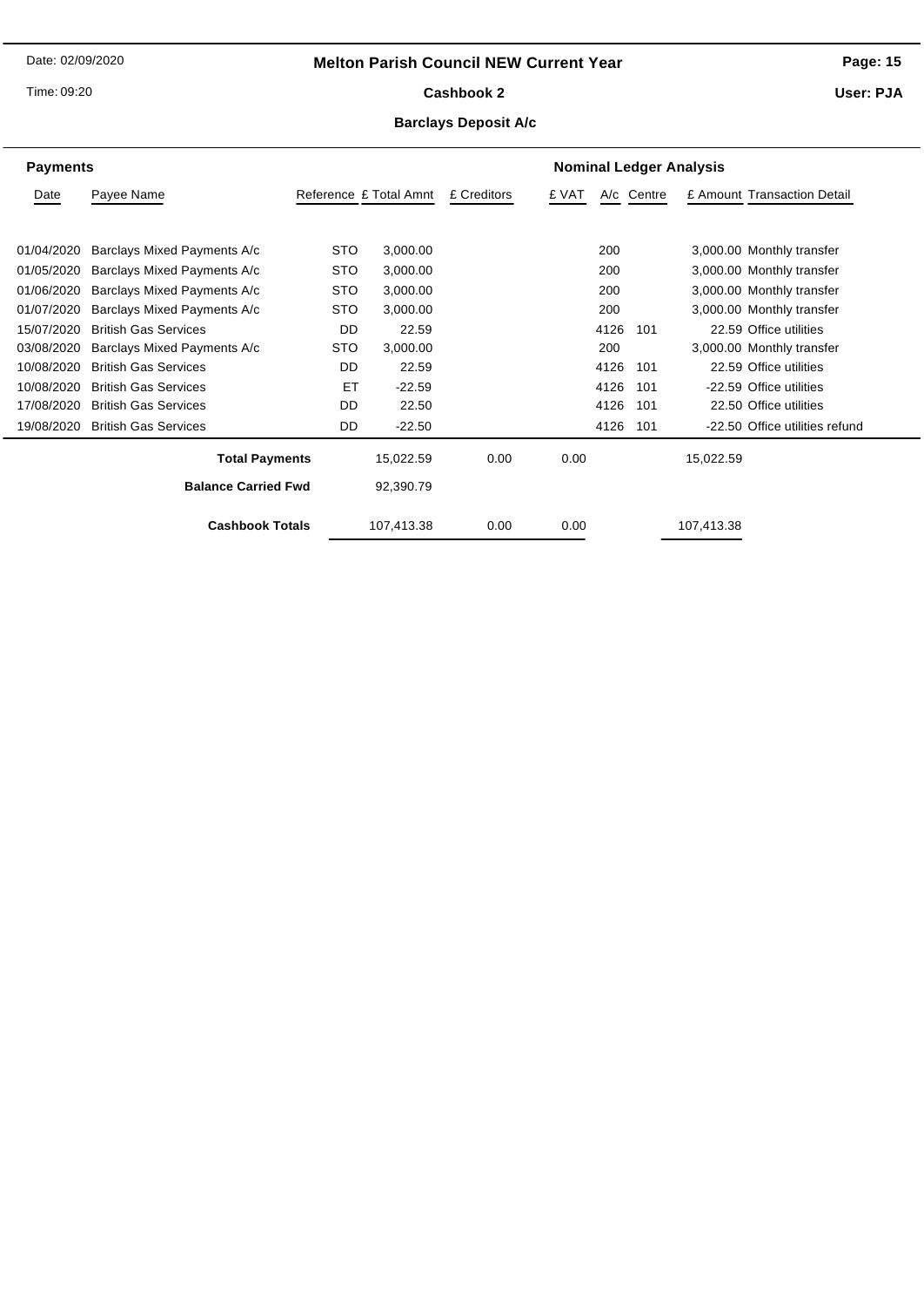# Melton Parish Council NEW Current Year

## Cashbook 2

### Barclays Deposit A/c

Date: 02/09/2020
Time: 09:20
User: PJA

**Payments** | **Nominal Ledger Analysis**

| Date | Payee Name | Reference | £ Total Amnt | £ Creditors | £ VAT | A/c | Centre | £ Amount | Transaction Detail |
|---|---|---|---|---|---|---|---|---|---|
| 01/04/2020 | Barclays Mixed Payments A/c | STO | 3,000.00 | | | 200 | | 3,000.00 | Monthly transfer |
| 01/05/2020 | Barclays Mixed Payments A/c | STO | 3,000.00 | | | 200 | | 3,000.00 | Monthly transfer |
| 01/06/2020 | Barclays Mixed Payments A/c | STO | 3,000.00 | | | 200 | | 3,000.00 | Monthly transfer |
| 01/07/2020 | Barclays Mixed Payments A/c | STO | 3,000.00 | | | 200 | | 3,000.00 | Monthly transfer |
| 15/07/2020 | British Gas Services | DD | 22.59 | | | 4126 | 101 | 22.59 | Office utilities |
| 03/08/2020 | Barclays Mixed Payments A/c | STO | 3,000.00 | | | 200 | | 3,000.00 | Monthly transfer |
| 10/08/2020 | British Gas Services | DD | 22.59 | | | 4126 | 101 | 22.59 | Office utilities |
| 10/08/2020 | British Gas Services | ET | -22.59 | | | 4126 | 101 | -22.59 | Office utilities |
| 17/08/2020 | British Gas Services | DD | 22.50 | | | 4126 | 101 | 22.50 | Office utilities |
| 19/08/2020 | British Gas Services | DD | -22.50 | | | 4126 | 101 | -22.50 | Office utilities refund |
| | **Total Payments** | | 15,022.59 | 0.00 | 0.00 | | | 15,022.59 | |
| | **Balance Carried Fwd** | | 92,390.79 | | | | | | |
| | **Cashbook Totals** | | 107,413.38 | 0.00 | 0.00 | | | 107,413.38 | |